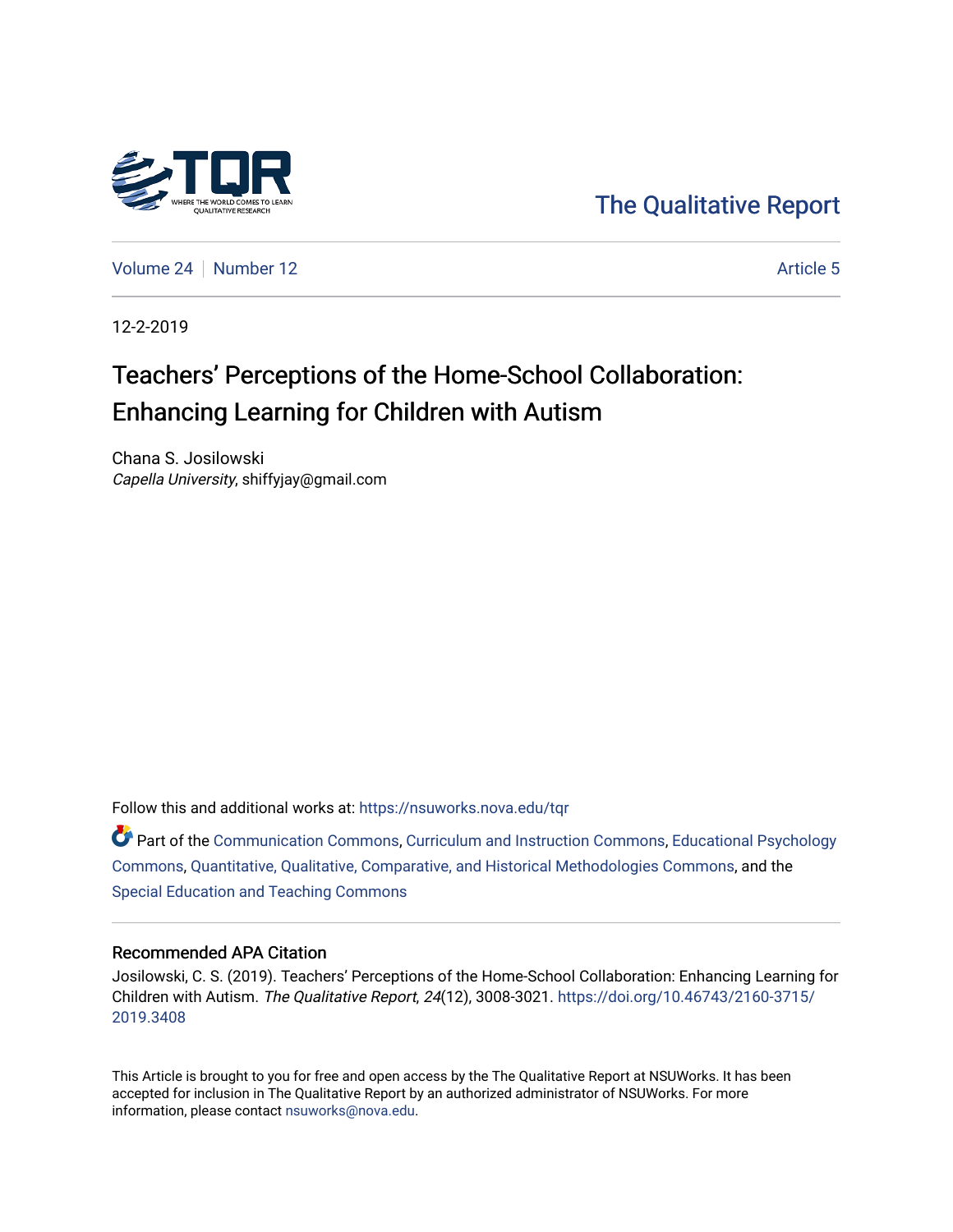The Qualitative Report

Volume 24 | Number 12 | Article 5

12-2-2019

# Teachers' Perceptions of the Home-School Collaboration: Enhancing Learning for Children with Autism

Chana S. Josilowski
*Capella University*, shiffyjay@gmail.com

Follow this and additional works at: https://nsuworks.nova.edu/tqr

Part of the Communication Commons, Curriculum and Instruction Commons, Educational Psychology Commons, Quantitative, Qualitative, Comparative, and Historical Methodologies Commons, and the Special Education and Teaching Commons

## Recommended APA Citation

Josilowski, C. S. (2019). Teachers' Perceptions of the Home-School Collaboration: Enhancing Learning for Children with Autism. *The Qualitative Report*, *24*(12), 3008-3021. https://doi.org/10.46743/2160-3715/2019.3408

This Article is brought to you for free and open access by the The Qualitative Report at NSUWorks. It has been accepted for inclusion in The Qualitative Report by an authorized administrator of NSUWorks. For more information, please contact nsuworks@nova.edu.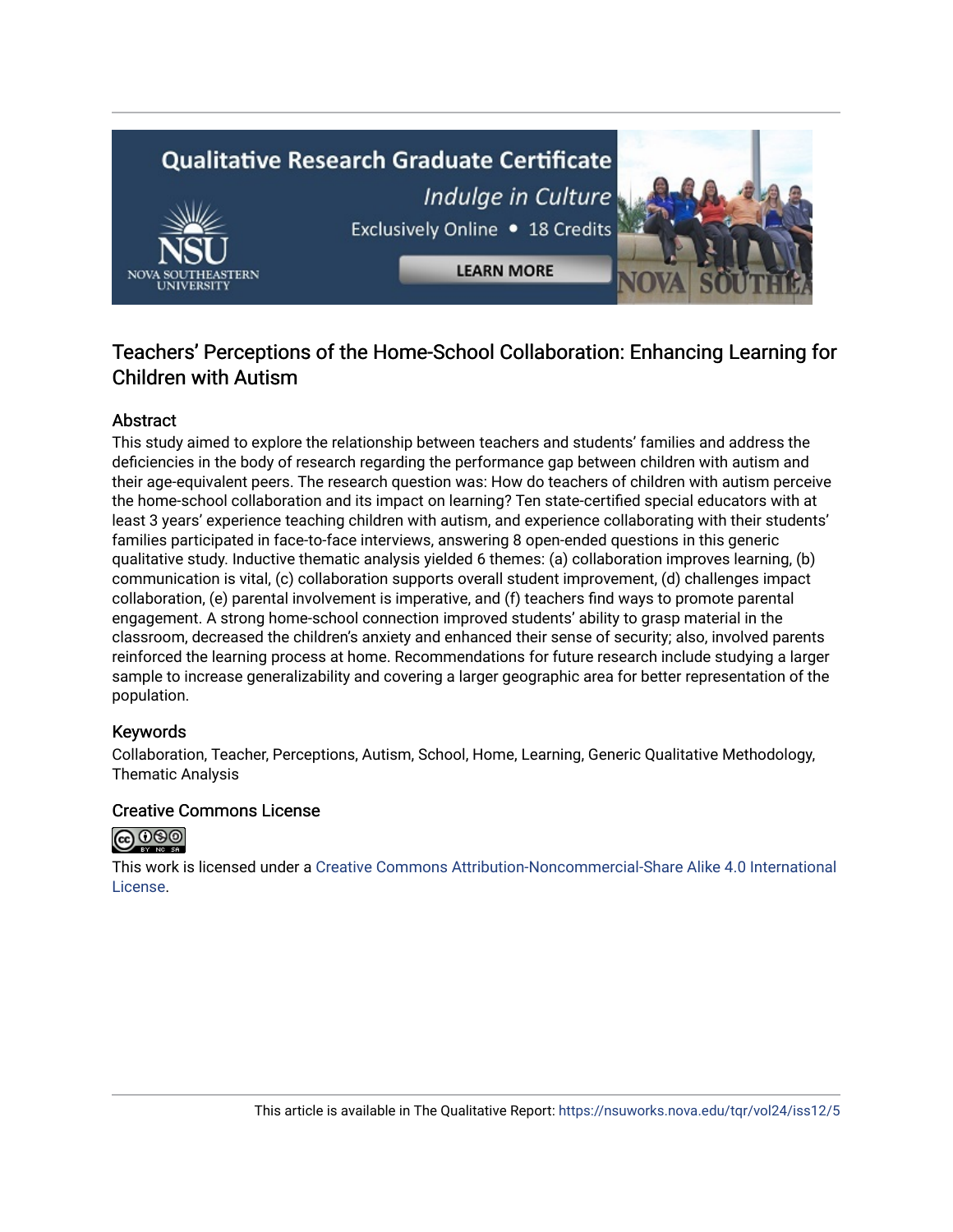# Teachers' Perceptions of the Home-School Collaboration: Enhancing Learning for Children with Autism

## Abstract

This study aimed to explore the relationship between teachers and students' families and address the deficiencies in the body of research regarding the performance gap between children with autism and their age-equivalent peers. The research question was: How do teachers of children with autism perceive the home-school collaboration and its impact on learning? Ten state-certified special educators with at least 3 years' experience teaching children with autism, and experience collaborating with their students' families participated in face-to-face interviews, answering 8 open-ended questions in this generic qualitative study. Inductive thematic analysis yielded 6 themes: (a) collaboration improves learning, (b) communication is vital, (c) collaboration supports overall student improvement, (d) challenges impact collaboration, (e) parental involvement is imperative, and (f) teachers find ways to promote parental engagement. A strong home-school connection improved students' ability to grasp material in the classroom, decreased the children's anxiety and enhanced their sense of security; also, involved parents reinforced the learning process at home. Recommendations for future research include studying a larger sample to increase generalizability and covering a larger geographic area for better representation of the population.

## Keywords

Collaboration, Teacher, Perceptions, Autism, School, Home, Learning, Generic Qualitative Methodology, Thematic Analysis

## Creative Commons License

This work is licensed under a Creative Commons Attribution-Noncommercial-Share Alike 4.0 International License.

This article is available in The Qualitative Report: https://nsuworks.nova.edu/tqr/vol24/iss12/5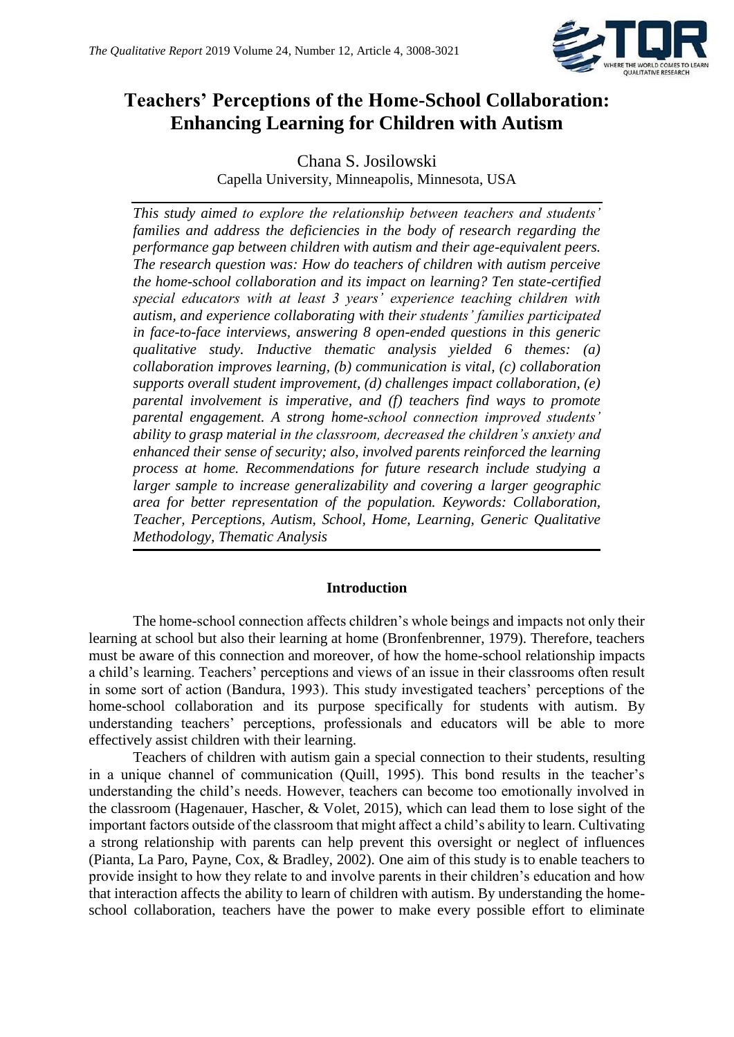# Teachers' Perceptions of the Home-School Collaboration: Enhancing Learning for Children with Autism

Chana S. Josilowski
Capella University, Minneapolis, Minnesota, USA

*This study aimed to explore the relationship between teachers and students' families and address the deficiencies in the body of research regarding the performance gap between children with autism and their age-equivalent peers. The research question was: How do teachers of children with autism perceive the home-school collaboration and its impact on learning? Ten state-certified special educators with at least 3 years' experience teaching children with autism, and experience collaborating with their students' families participated in face-to-face interviews, answering 8 open-ended questions in this generic qualitative study. Inductive thematic analysis yielded 6 themes: (a) collaboration improves learning, (b) communication is vital, (c) collaboration supports overall student improvement, (d) challenges impact collaboration, (e) parental involvement is imperative, and (f) teachers find ways to promote parental engagement. A strong home-school connection improved students' ability to grasp material in the classroom, decreased the children's anxiety and enhanced their sense of security; also, involved parents reinforced the learning process at home. Recommendations for future research include studying a larger sample to increase generalizability and covering a larger geographic area for better representation of the population. Keywords: Collaboration, Teacher, Perceptions, Autism, School, Home, Learning, Generic Qualitative Methodology, Thematic Analysis*

## Introduction

The home-school connection affects children's whole beings and impacts not only their learning at school but also their learning at home (Bronfenbrenner, 1979). Therefore, teachers must be aware of this connection and moreover, of how the home-school relationship impacts a child's learning. Teachers' perceptions and views of an issue in their classrooms often result in some sort of action (Bandura, 1993). This study investigated teachers' perceptions of the home-school collaboration and its purpose specifically for students with autism. By understanding teachers' perceptions, professionals and educators will be able to more effectively assist children with their learning.

Teachers of children with autism gain a special connection to their students, resulting in a unique channel of communication (Quill, 1995). This bond results in the teacher's understanding the child's needs. However, teachers can become too emotionally involved in the classroom (Hagenauer, Hascher, & Volet, 2015), which can lead them to lose sight of the important factors outside of the classroom that might affect a child's ability to learn. Cultivating a strong relationship with parents can help prevent this oversight or neglect of influences (Pianta, La Paro, Payne, Cox, & Bradley, 2002). One aim of this study is to enable teachers to provide insight to how they relate to and involve parents in their children's education and how that interaction affects the ability to learn of children with autism. By understanding the home-school collaboration, teachers have the power to make every possible effort to eliminate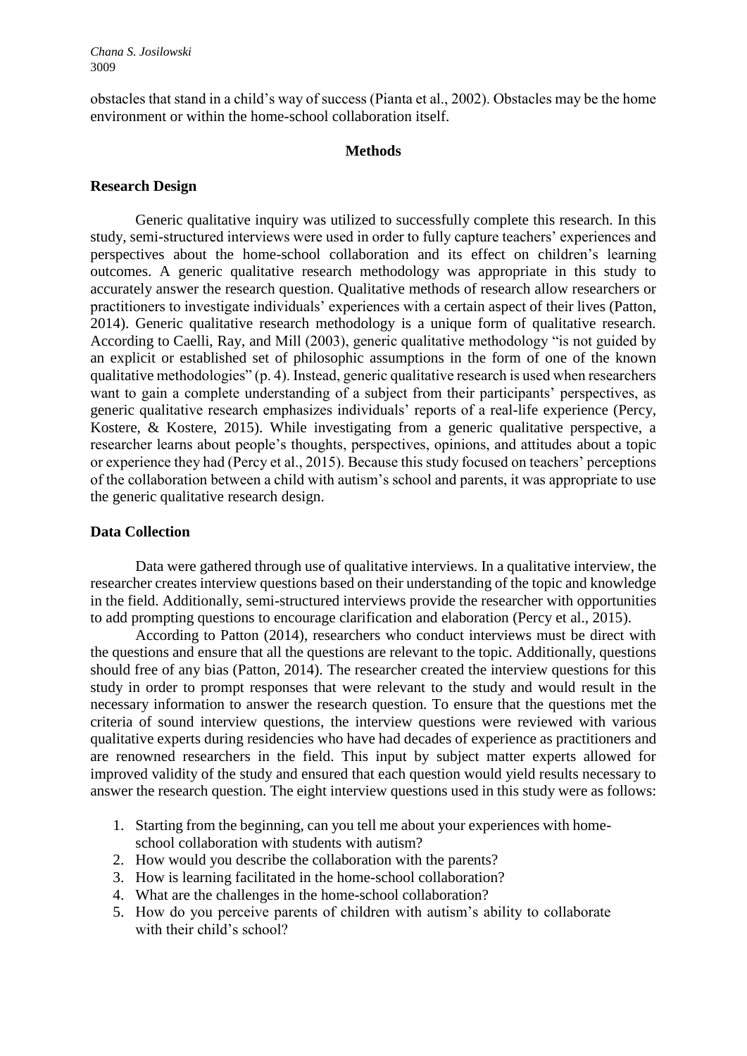obstacles that stand in a child's way of success (Pianta et al., 2002). Obstacles may be the home environment or within the home-school collaboration itself.

## Methods

### Research Design

Generic qualitative inquiry was utilized to successfully complete this research. In this study, semi-structured interviews were used in order to fully capture teachers' experiences and perspectives about the home-school collaboration and its effect on children's learning outcomes. A generic qualitative research methodology was appropriate in this study to accurately answer the research question. Qualitative methods of research allow researchers or practitioners to investigate individuals' experiences with a certain aspect of their lives (Patton, 2014). Generic qualitative research methodology is a unique form of qualitative research. According to Caelli, Ray, and Mill (2003), generic qualitative methodology "is not guided by an explicit or established set of philosophic assumptions in the form of one of the known qualitative methodologies" (p. 4). Instead, generic qualitative research is used when researchers want to gain a complete understanding of a subject from their participants' perspectives, as generic qualitative research emphasizes individuals' reports of a real-life experience (Percy, Kostere, & Kostere, 2015). While investigating from a generic qualitative perspective, a researcher learns about people's thoughts, perspectives, opinions, and attitudes about a topic or experience they had (Percy et al., 2015). Because this study focused on teachers' perceptions of the collaboration between a child with autism's school and parents, it was appropriate to use the generic qualitative research design.

### Data Collection

Data were gathered through use of qualitative interviews. In a qualitative interview, the researcher creates interview questions based on their understanding of the topic and knowledge in the field. Additionally, semi-structured interviews provide the researcher with opportunities to add prompting questions to encourage clarification and elaboration (Percy et al., 2015).

According to Patton (2014), researchers who conduct interviews must be direct with the questions and ensure that all the questions are relevant to the topic. Additionally, questions should free of any bias (Patton, 2014). The researcher created the interview questions for this study in order to prompt responses that were relevant to the study and would result in the necessary information to answer the research question. To ensure that the questions met the criteria of sound interview questions, the interview questions were reviewed with various qualitative experts during residencies who have had decades of experience as practitioners and are renowned researchers in the field. This input by subject matter experts allowed for improved validity of the study and ensured that each question would yield results necessary to answer the research question. The eight interview questions used in this study were as follows:

1. Starting from the beginning, can you tell me about your experiences with home-school collaboration with students with autism?
2. How would you describe the collaboration with the parents?
3. How is learning facilitated in the home-school collaboration?
4. What are the challenges in the home-school collaboration?
5. How do you perceive parents of children with autism's ability to collaborate with their child's school?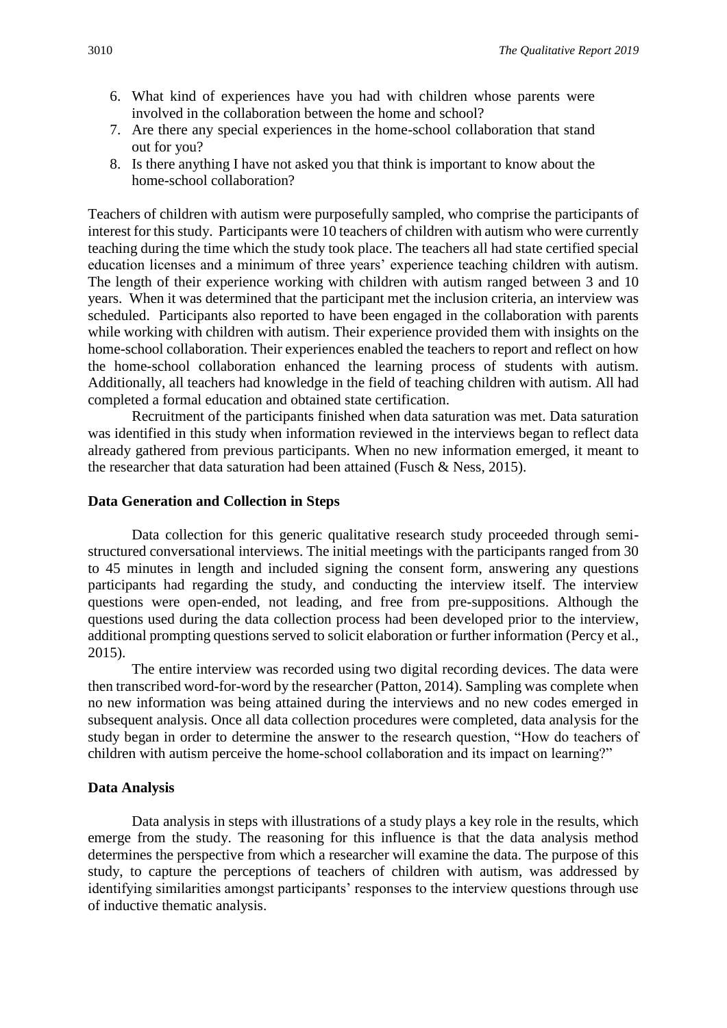6. What kind of experiences have you had with children whose parents were involved in the collaboration between the home and school?
7. Are there any special experiences in the home-school collaboration that stand out for you?
8. Is there anything I have not asked you that think is important to know about the home-school collaboration?

Teachers of children with autism were purposefully sampled, who comprise the participants of interest for this study. Participants were 10 teachers of children with autism who were currently teaching during the time which the study took place. The teachers all had state certified special education licenses and a minimum of three years' experience teaching children with autism. The length of their experience working with children with autism ranged between 3 and 10 years. When it was determined that the participant met the inclusion criteria, an interview was scheduled. Participants also reported to have been engaged in the collaboration with parents while working with children with autism. Their experience provided them with insights on the home-school collaboration. Their experiences enabled the teachers to report and reflect on how the home-school collaboration enhanced the learning process of students with autism. Additionally, all teachers had knowledge in the field of teaching children with autism. All had completed a formal education and obtained state certification.

Recruitment of the participants finished when data saturation was met. Data saturation was identified in this study when information reviewed in the interviews began to reflect data already gathered from previous participants. When no new information emerged, it meant to the researcher that data saturation had been attained (Fusch & Ness, 2015).

### Data Generation and Collection in Steps

Data collection for this generic qualitative research study proceeded through semi-structured conversational interviews. The initial meetings with the participants ranged from 30 to 45 minutes in length and included signing the consent form, answering any questions participants had regarding the study, and conducting the interview itself. The interview questions were open-ended, not leading, and free from pre-suppositions. Although the questions used during the data collection process had been developed prior to the interview, additional prompting questions served to solicit elaboration or further information (Percy et al., 2015).

The entire interview was recorded using two digital recording devices. The data were then transcribed word-for-word by the researcher (Patton, 2014). Sampling was complete when no new information was being attained during the interviews and no new codes emerged in subsequent analysis. Once all data collection procedures were completed, data analysis for the study began in order to determine the answer to the research question, "How do teachers of children with autism perceive the home-school collaboration and its impact on learning?"

### Data Analysis

Data analysis in steps with illustrations of a study plays a key role in the results, which emerge from the study. The reasoning for this influence is that the data analysis method determines the perspective from which a researcher will examine the data. The purpose of this study, to capture the perceptions of teachers of children with autism, was addressed by identifying similarities amongst participants' responses to the interview questions through use of inductive thematic analysis.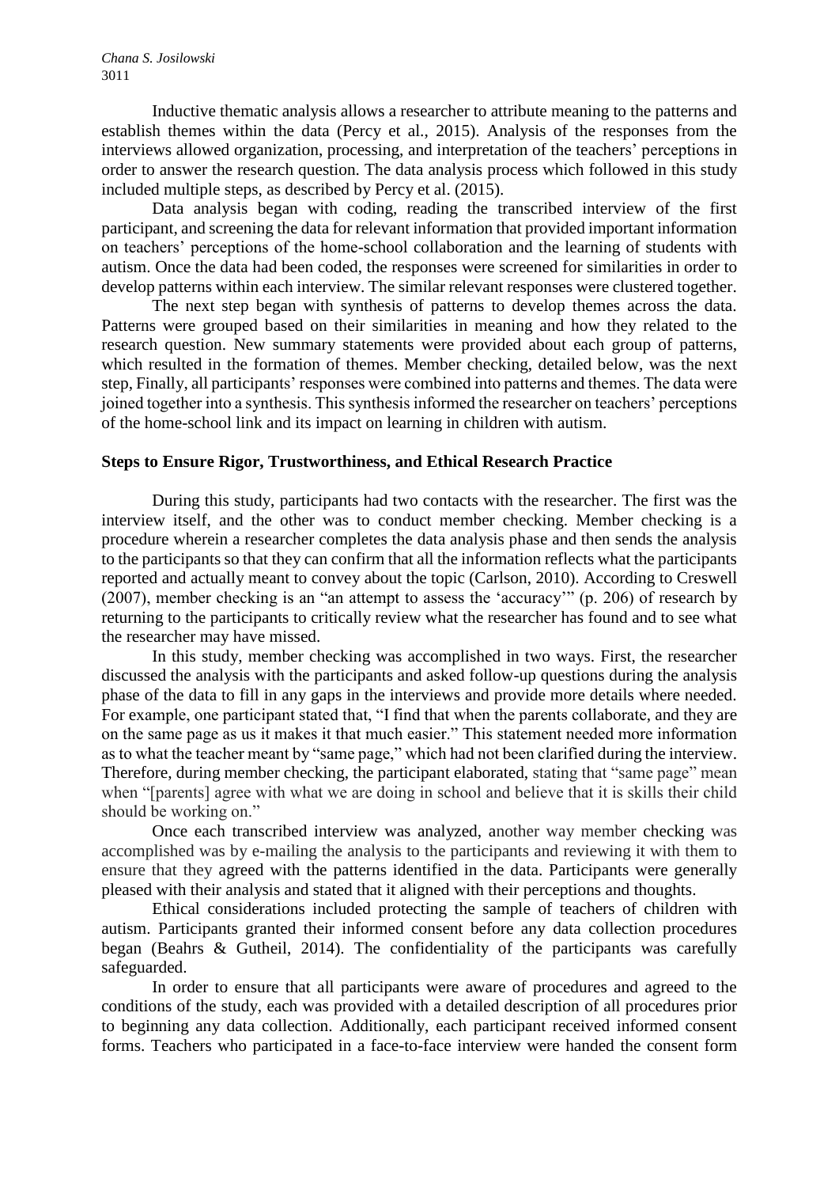Inductive thematic analysis allows a researcher to attribute meaning to the patterns and establish themes within the data (Percy et al., 2015). Analysis of the responses from the interviews allowed organization, processing, and interpretation of the teachers' perceptions in order to answer the research question. The data analysis process which followed in this study included multiple steps, as described by Percy et al. (2015).

Data analysis began with coding, reading the transcribed interview of the first participant, and screening the data for relevant information that provided important information on teachers' perceptions of the home-school collaboration and the learning of students with autism. Once the data had been coded, the responses were screened for similarities in order to develop patterns within each interview. The similar relevant responses were clustered together.

The next step began with synthesis of patterns to develop themes across the data. Patterns were grouped based on their similarities in meaning and how they related to the research question. New summary statements were provided about each group of patterns, which resulted in the formation of themes. Member checking, detailed below, was the next step, Finally, all participants' responses were combined into patterns and themes. The data were joined together into a synthesis. This synthesis informed the researcher on teachers' perceptions of the home-school link and its impact on learning in children with autism.

### Steps to Ensure Rigor, Trustworthiness, and Ethical Research Practice

During this study, participants had two contacts with the researcher. The first was the interview itself, and the other was to conduct member checking. Member checking is a procedure wherein a researcher completes the data analysis phase and then sends the analysis to the participants so that they can confirm that all the information reflects what the participants reported and actually meant to convey about the topic (Carlson, 2010). According to Creswell (2007), member checking is an "an attempt to assess the 'accuracy'" (p. 206) of research by returning to the participants to critically review what the researcher has found and to see what the researcher may have missed.

In this study, member checking was accomplished in two ways. First, the researcher discussed the analysis with the participants and asked follow-up questions during the analysis phase of the data to fill in any gaps in the interviews and provide more details where needed. For example, one participant stated that, "I find that when the parents collaborate, and they are on the same page as us it makes it that much easier." This statement needed more information as to what the teacher meant by "same page," which had not been clarified during the interview. Therefore, during member checking, the participant elaborated, stating that "same page" mean when "[parents] agree with what we are doing in school and believe that it is skills their child should be working on."

Once each transcribed interview was analyzed, another way member checking was accomplished was by e-mailing the analysis to the participants and reviewing it with them to ensure that they agreed with the patterns identified in the data. Participants were generally pleased with their analysis and stated that it aligned with their perceptions and thoughts.

Ethical considerations included protecting the sample of teachers of children with autism. Participants granted their informed consent before any data collection procedures began (Beahrs & Gutheil, 2014). The confidentiality of the participants was carefully safeguarded.

In order to ensure that all participants were aware of procedures and agreed to the conditions of the study, each was provided with a detailed description of all procedures prior to beginning any data collection. Additionally, each participant received informed consent forms. Teachers who participated in a face-to-face interview were handed the consent form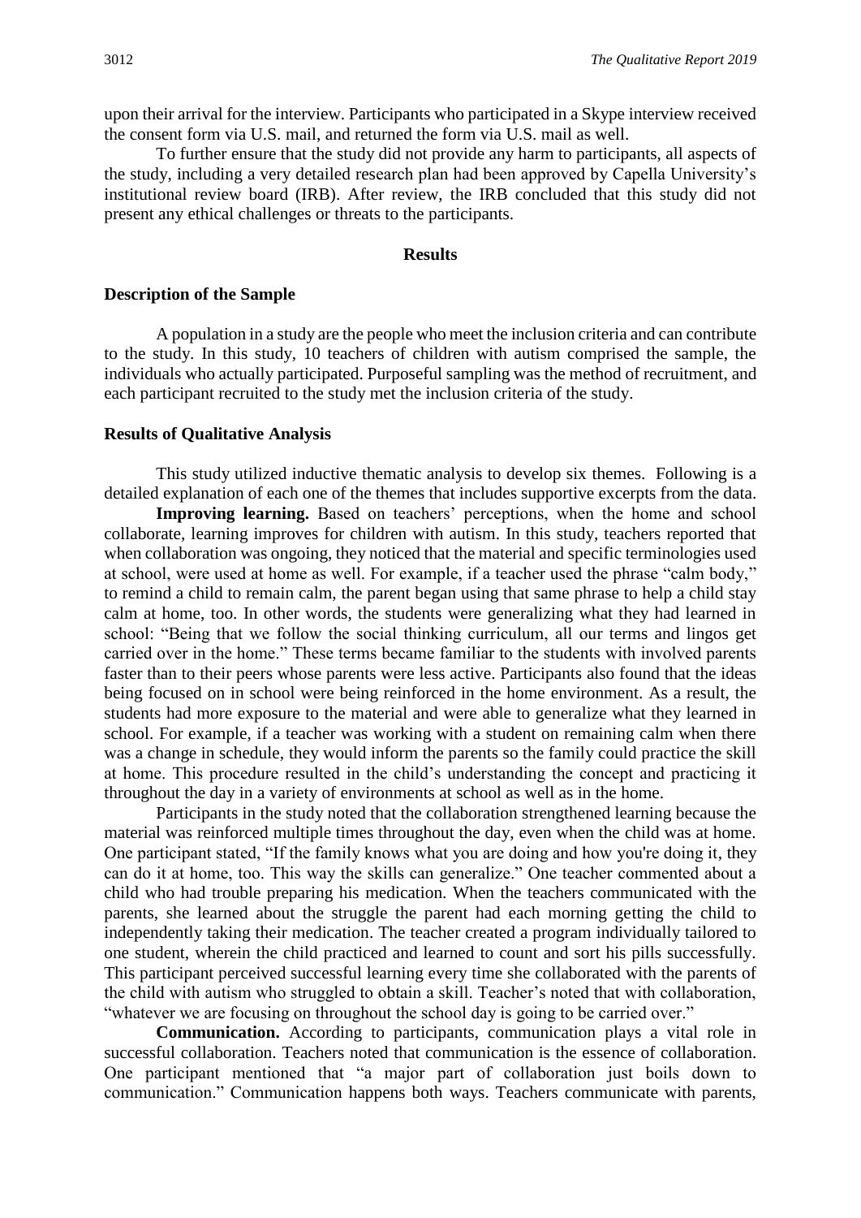upon their arrival for the interview. Participants who participated in a Skype interview received the consent form via U.S. mail, and returned the form via U.S. mail as well.

To further ensure that the study did not provide any harm to participants, all aspects of the study, including a very detailed research plan had been approved by Capella University's institutional review board (IRB). After review, the IRB concluded that this study did not present any ethical challenges or threats to the participants.

## Results

### Description of the Sample

A population in a study are the people who meet the inclusion criteria and can contribute to the study. In this study, 10 teachers of children with autism comprised the sample, the individuals who actually participated. Purposeful sampling was the method of recruitment, and each participant recruited to the study met the inclusion criteria of the study.

### Results of Qualitative Analysis

This study utilized inductive thematic analysis to develop six themes. Following is a detailed explanation of each one of the themes that includes supportive excerpts from the data.

**Improving learning.** Based on teachers' perceptions, when the home and school collaborate, learning improves for children with autism. In this study, teachers reported that when collaboration was ongoing, they noticed that the material and specific terminologies used at school, were used at home as well. For example, if a teacher used the phrase "calm body," to remind a child to remain calm, the parent began using that same phrase to help a child stay calm at home, too. In other words, the students were generalizing what they had learned in school: "Being that we follow the social thinking curriculum, all our terms and lingos get carried over in the home." These terms became familiar to the students with involved parents faster than to their peers whose parents were less active. Participants also found that the ideas being focused on in school were being reinforced in the home environment. As a result, the students had more exposure to the material and were able to generalize what they learned in school. For example, if a teacher was working with a student on remaining calm when there was a change in schedule, they would inform the parents so the family could practice the skill at home. This procedure resulted in the child's understanding the concept and practicing it throughout the day in a variety of environments at school as well as in the home.

Participants in the study noted that the collaboration strengthened learning because the material was reinforced multiple times throughout the day, even when the child was at home. One participant stated, "If the family knows what you are doing and how you're doing it, they can do it at home, too. This way the skills can generalize." One teacher commented about a child who had trouble preparing his medication. When the teachers communicated with the parents, she learned about the struggle the parent had each morning getting the child to independently taking their medication. The teacher created a program individually tailored to one student, wherein the child practiced and learned to count and sort his pills successfully. This participant perceived successful learning every time she collaborated with the parents of the child with autism who struggled to obtain a skill. Teacher's noted that with collaboration, "whatever we are focusing on throughout the school day is going to be carried over."

**Communication.** According to participants, communication plays a vital role in successful collaboration. Teachers noted that communication is the essence of collaboration. One participant mentioned that "a major part of collaboration just boils down to communication." Communication happens both ways. Teachers communicate with parents,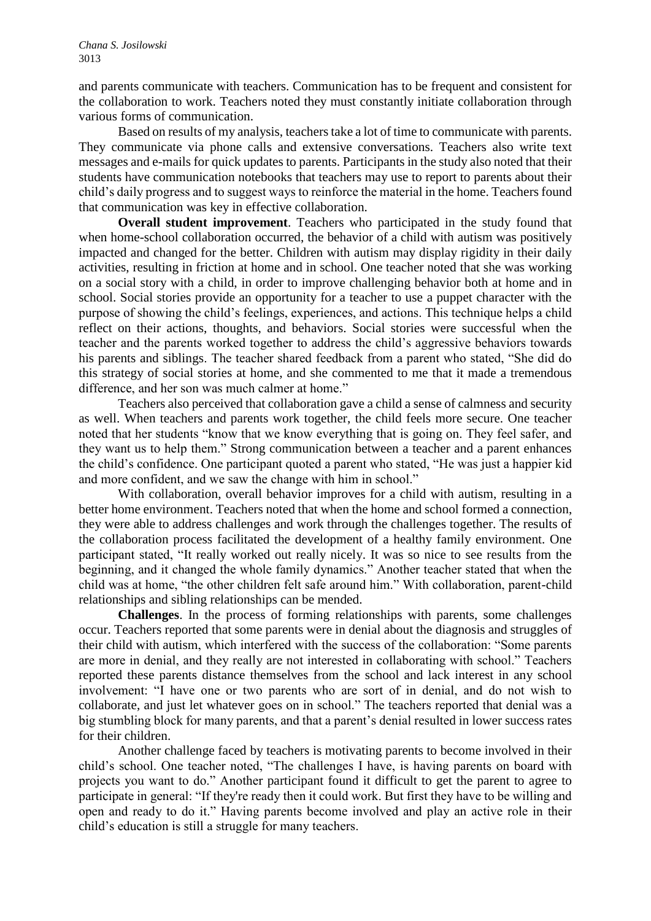and parents communicate with teachers. Communication has to be frequent and consistent for the collaboration to work. Teachers noted they must constantly initiate collaboration through various forms of communication.

Based on results of my analysis, teachers take a lot of time to communicate with parents. They communicate via phone calls and extensive conversations. Teachers also write text messages and e-mails for quick updates to parents. Participants in the study also noted that their students have communication notebooks that teachers may use to report to parents about their child's daily progress and to suggest ways to reinforce the material in the home. Teachers found that communication was key in effective collaboration.

**Overall student improvement**. Teachers who participated in the study found that when home-school collaboration occurred, the behavior of a child with autism was positively impacted and changed for the better. Children with autism may display rigidity in their daily activities, resulting in friction at home and in school. One teacher noted that she was working on a social story with a child, in order to improve challenging behavior both at home and in school. Social stories provide an opportunity for a teacher to use a puppet character with the purpose of showing the child's feelings, experiences, and actions. This technique helps a child reflect on their actions, thoughts, and behaviors. Social stories were successful when the teacher and the parents worked together to address the child's aggressive behaviors towards his parents and siblings. The teacher shared feedback from a parent who stated, "She did do this strategy of social stories at home, and she commented to me that it made a tremendous difference, and her son was much calmer at home."

Teachers also perceived that collaboration gave a child a sense of calmness and security as well. When teachers and parents work together, the child feels more secure. One teacher noted that her students "know that we know everything that is going on. They feel safer, and they want us to help them." Strong communication between a teacher and a parent enhances the child's confidence. One participant quoted a parent who stated, "He was just a happier kid and more confident, and we saw the change with him in school."

With collaboration, overall behavior improves for a child with autism, resulting in a better home environment. Teachers noted that when the home and school formed a connection, they were able to address challenges and work through the challenges together. The results of the collaboration process facilitated the development of a healthy family environment. One participant stated, "It really worked out really nicely. It was so nice to see results from the beginning, and it changed the whole family dynamics." Another teacher stated that when the child was at home, "the other children felt safe around him." With collaboration, parent-child relationships and sibling relationships can be mended.

**Challenges**. In the process of forming relationships with parents, some challenges occur. Teachers reported that some parents were in denial about the diagnosis and struggles of their child with autism, which interfered with the success of the collaboration: "Some parents are more in denial, and they really are not interested in collaborating with school." Teachers reported these parents distance themselves from the school and lack interest in any school involvement: "I have one or two parents who are sort of in denial, and do not wish to collaborate, and just let whatever goes on in school." The teachers reported that denial was a big stumbling block for many parents, and that a parent's denial resulted in lower success rates for their children.

Another challenge faced by teachers is motivating parents to become involved in their child's school. One teacher noted, "The challenges I have, is having parents on board with projects you want to do." Another participant found it difficult to get the parent to agree to participate in general: "If they're ready then it could work. But first they have to be willing and open and ready to do it." Having parents become involved and play an active role in their child's education is still a struggle for many teachers.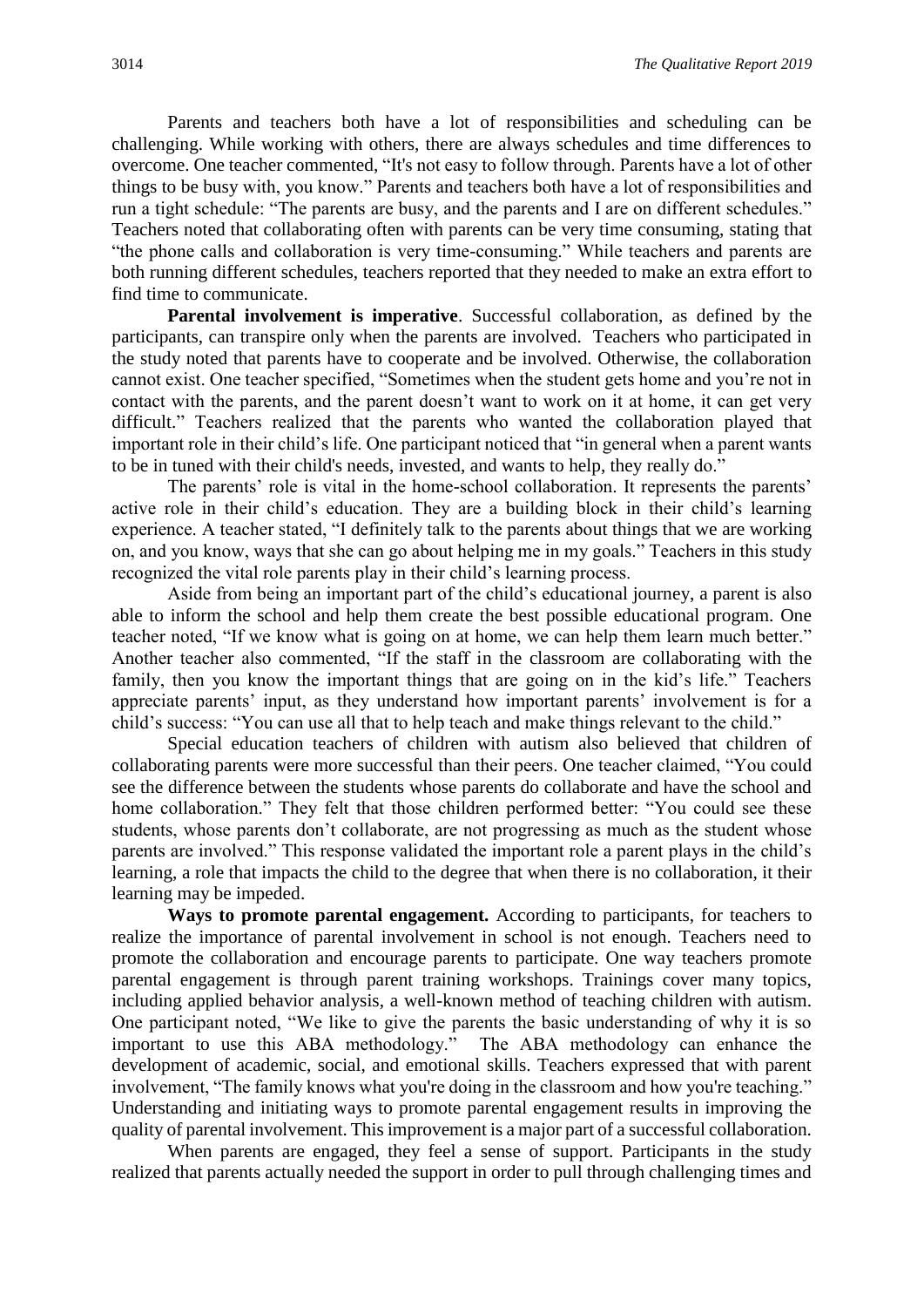Parents and teachers both have a lot of responsibilities and scheduling can be challenging. While working with others, there are always schedules and time differences to overcome. One teacher commented, "It's not easy to follow through. Parents have a lot of other things to be busy with, you know." Parents and teachers both have a lot of responsibilities and run a tight schedule: "The parents are busy, and the parents and I are on different schedules." Teachers noted that collaborating often with parents can be very time consuming, stating that "the phone calls and collaboration is very time-consuming." While teachers and parents are both running different schedules, teachers reported that they needed to make an extra effort to find time to communicate.

**Parental involvement is imperative**. Successful collaboration, as defined by the participants, can transpire only when the parents are involved. Teachers who participated in the study noted that parents have to cooperate and be involved. Otherwise, the collaboration cannot exist. One teacher specified, "Sometimes when the student gets home and you're not in contact with the parents, and the parent doesn't want to work on it at home, it can get very difficult." Teachers realized that the parents who wanted the collaboration played that important role in their child's life. One participant noticed that "in general when a parent wants to be in tuned with their child's needs, invested, and wants to help, they really do."

The parents' role is vital in the home-school collaboration. It represents the parents' active role in their child's education. They are a building block in their child's learning experience. A teacher stated, "I definitely talk to the parents about things that we are working on, and you know, ways that she can go about helping me in my goals." Teachers in this study recognized the vital role parents play in their child's learning process.

Aside from being an important part of the child's educational journey, a parent is also able to inform the school and help them create the best possible educational program. One teacher noted, "If we know what is going on at home, we can help them learn much better." Another teacher also commented, "If the staff in the classroom are collaborating with the family, then you know the important things that are going on in the kid's life." Teachers appreciate parents' input, as they understand how important parents' involvement is for a child's success: "You can use all that to help teach and make things relevant to the child."

Special education teachers of children with autism also believed that children of collaborating parents were more successful than their peers. One teacher claimed, "You could see the difference between the students whose parents do collaborate and have the school and home collaboration." They felt that those children performed better: "You could see these students, whose parents don't collaborate, are not progressing as much as the student whose parents are involved." This response validated the important role a parent plays in the child's learning, a role that impacts the child to the degree that when there is no collaboration, it their learning may be impeded.

**Ways to promote parental engagement.** According to participants, for teachers to realize the importance of parental involvement in school is not enough. Teachers need to promote the collaboration and encourage parents to participate. One way teachers promote parental engagement is through parent training workshops. Trainings cover many topics, including applied behavior analysis, a well-known method of teaching children with autism. One participant noted, "We like to give the parents the basic understanding of why it is so important to use this ABA methodology." The ABA methodology can enhance the development of academic, social, and emotional skills. Teachers expressed that with parent involvement, "The family knows what you're doing in the classroom and how you're teaching." Understanding and initiating ways to promote parental engagement results in improving the quality of parental involvement. This improvement is a major part of a successful collaboration.

When parents are engaged, they feel a sense of support. Participants in the study realized that parents actually needed the support in order to pull through challenging times and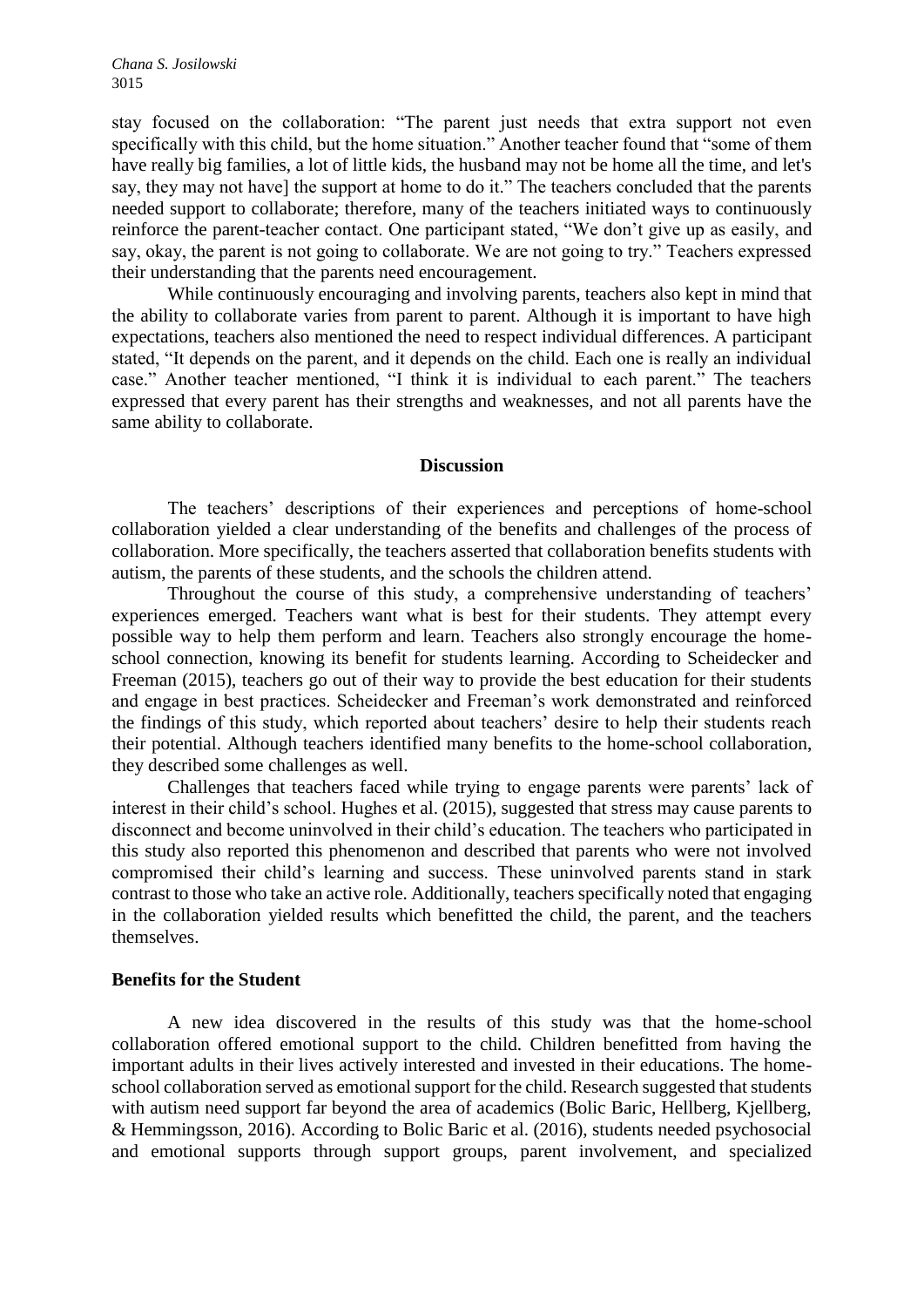stay focused on the collaboration: "The parent just needs that extra support not even specifically with this child, but the home situation." Another teacher found that "some of them have really big families, a lot of little kids, the husband may not be home all the time, and let's say, they may not have] the support at home to do it." The teachers concluded that the parents needed support to collaborate; therefore, many of the teachers initiated ways to continuously reinforce the parent-teacher contact. One participant stated, "We don't give up as easily, and say, okay, the parent is not going to collaborate. We are not going to try." Teachers expressed their understanding that the parents need encouragement.

While continuously encouraging and involving parents, teachers also kept in mind that the ability to collaborate varies from parent to parent. Although it is important to have high expectations, teachers also mentioned the need to respect individual differences. A participant stated, "It depends on the parent, and it depends on the child. Each one is really an individual case." Another teacher mentioned, "I think it is individual to each parent." The teachers expressed that every parent has their strengths and weaknesses, and not all parents have the same ability to collaborate.

## Discussion

The teachers' descriptions of their experiences and perceptions of home-school collaboration yielded a clear understanding of the benefits and challenges of the process of collaboration. More specifically, the teachers asserted that collaboration benefits students with autism, the parents of these students, and the schools the children attend.

Throughout the course of this study, a comprehensive understanding of teachers' experiences emerged. Teachers want what is best for their students. They attempt every possible way to help them perform and learn. Teachers also strongly encourage the home-school connection, knowing its benefit for students learning. According to Scheidecker and Freeman (2015), teachers go out of their way to provide the best education for their students and engage in best practices. Scheidecker and Freeman's work demonstrated and reinforced the findings of this study, which reported about teachers' desire to help their students reach their potential. Although teachers identified many benefits to the home-school collaboration, they described some challenges as well.

Challenges that teachers faced while trying to engage parents were parents' lack of interest in their child's school. Hughes et al. (2015), suggested that stress may cause parents to disconnect and become uninvolved in their child's education. The teachers who participated in this study also reported this phenomenon and described that parents who were not involved compromised their child's learning and success. These uninvolved parents stand in stark contrast to those who take an active role. Additionally, teachers specifically noted that engaging in the collaboration yielded results which benefitted the child, the parent, and the teachers themselves.

### Benefits for the Student

A new idea discovered in the results of this study was that the home-school collaboration offered emotional support to the child. Children benefitted from having the important adults in their lives actively interested and invested in their educations. The home-school collaboration served as emotional support for the child. Research suggested that students with autism need support far beyond the area of academics (Bolic Baric, Hellberg, Kjellberg, & Hemmingsson, 2016). According to Bolic Baric et al. (2016), students needed psychosocial and emotional supports through support groups, parent involvement, and specialized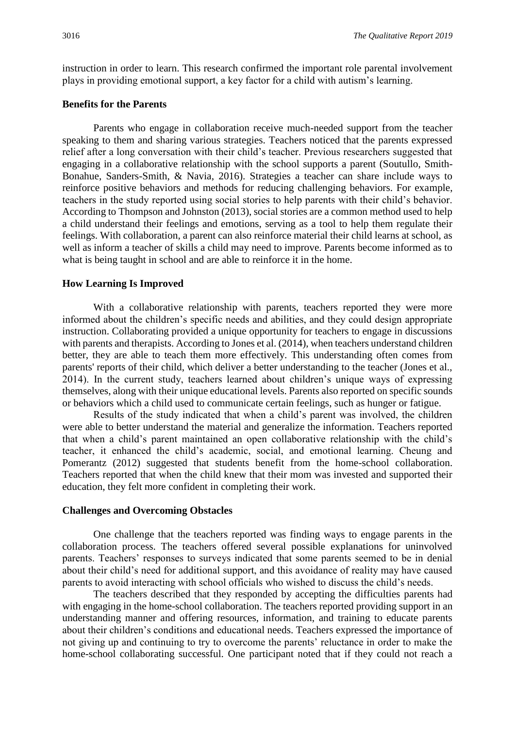instruction in order to learn. This research confirmed the important role parental involvement plays in providing emotional support, a key factor for a child with autism's learning.

### Benefits for the Parents

Parents who engage in collaboration receive much-needed support from the teacher speaking to them and sharing various strategies. Teachers noticed that the parents expressed relief after a long conversation with their child's teacher. Previous researchers suggested that engaging in a collaborative relationship with the school supports a parent (Soutullo, Smith-Bonahue, Sanders-Smith, & Navia, 2016). Strategies a teacher can share include ways to reinforce positive behaviors and methods for reducing challenging behaviors. For example, teachers in the study reported using social stories to help parents with their child's behavior. According to Thompson and Johnston (2013), social stories are a common method used to help a child understand their feelings and emotions, serving as a tool to help them regulate their feelings. With collaboration, a parent can also reinforce material their child learns at school, as well as inform a teacher of skills a child may need to improve. Parents become informed as to what is being taught in school and are able to reinforce it in the home.

### How Learning Is Improved

With a collaborative relationship with parents, teachers reported they were more informed about the children's specific needs and abilities, and they could design appropriate instruction. Collaborating provided a unique opportunity for teachers to engage in discussions with parents and therapists. According to Jones et al. (2014), when teachers understand children better, they are able to teach them more effectively. This understanding often comes from parents' reports of their child, which deliver a better understanding to the teacher (Jones et al., 2014). In the current study, teachers learned about children's unique ways of expressing themselves, along with their unique educational levels. Parents also reported on specific sounds or behaviors which a child used to communicate certain feelings, such as hunger or fatigue.

Results of the study indicated that when a child's parent was involved, the children were able to better understand the material and generalize the information. Teachers reported that when a child's parent maintained an open collaborative relationship with the child's teacher, it enhanced the child's academic, social, and emotional learning. Cheung and Pomerantz (2012) suggested that students benefit from the home-school collaboration. Teachers reported that when the child knew that their mom was invested and supported their education, they felt more confident in completing their work.

### Challenges and Overcoming Obstacles

One challenge that the teachers reported was finding ways to engage parents in the collaboration process. The teachers offered several possible explanations for uninvolved parents. Teachers' responses to surveys indicated that some parents seemed to be in denial about their child's need for additional support, and this avoidance of reality may have caused parents to avoid interacting with school officials who wished to discuss the child's needs.

The teachers described that they responded by accepting the difficulties parents had with engaging in the home-school collaboration. The teachers reported providing support in an understanding manner and offering resources, information, and training to educate parents about their children's conditions and educational needs. Teachers expressed the importance of not giving up and continuing to try to overcome the parents' reluctance in order to make the home-school collaborating successful. One participant noted that if they could not reach a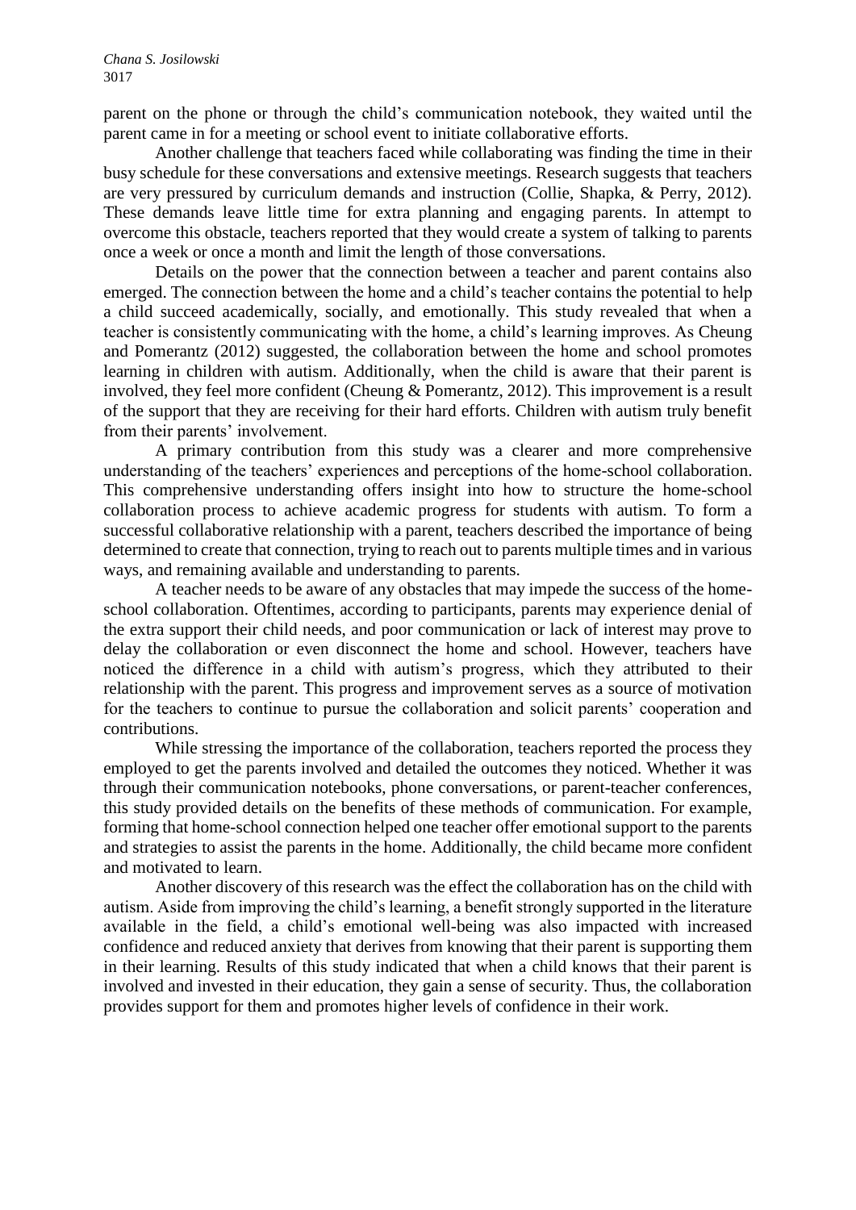parent on the phone or through the child's communication notebook, they waited until the parent came in for a meeting or school event to initiate collaborative efforts.

Another challenge that teachers faced while collaborating was finding the time in their busy schedule for these conversations and extensive meetings. Research suggests that teachers are very pressured by curriculum demands and instruction (Collie, Shapka, & Perry, 2012). These demands leave little time for extra planning and engaging parents. In attempt to overcome this obstacle, teachers reported that they would create a system of talking to parents once a week or once a month and limit the length of those conversations.

Details on the power that the connection between a teacher and parent contains also emerged. The connection between the home and a child's teacher contains the potential to help a child succeed academically, socially, and emotionally. This study revealed that when a teacher is consistently communicating with the home, a child's learning improves. As Cheung and Pomerantz (2012) suggested, the collaboration between the home and school promotes learning in children with autism. Additionally, when the child is aware that their parent is involved, they feel more confident (Cheung & Pomerantz, 2012). This improvement is a result of the support that they are receiving for their hard efforts. Children with autism truly benefit from their parents' involvement.

A primary contribution from this study was a clearer and more comprehensive understanding of the teachers' experiences and perceptions of the home-school collaboration. This comprehensive understanding offers insight into how to structure the home-school collaboration process to achieve academic progress for students with autism. To form a successful collaborative relationship with a parent, teachers described the importance of being determined to create that connection, trying to reach out to parents multiple times and in various ways, and remaining available and understanding to parents.

A teacher needs to be aware of any obstacles that may impede the success of the home-school collaboration. Oftentimes, according to participants, parents may experience denial of the extra support their child needs, and poor communication or lack of interest may prove to delay the collaboration or even disconnect the home and school. However, teachers have noticed the difference in a child with autism's progress, which they attributed to their relationship with the parent. This progress and improvement serves as a source of motivation for the teachers to continue to pursue the collaboration and solicit parents' cooperation and contributions.

While stressing the importance of the collaboration, teachers reported the process they employed to get the parents involved and detailed the outcomes they noticed. Whether it was through their communication notebooks, phone conversations, or parent-teacher conferences, this study provided details on the benefits of these methods of communication. For example, forming that home-school connection helped one teacher offer emotional support to the parents and strategies to assist the parents in the home. Additionally, the child became more confident and motivated to learn.

Another discovery of this research was the effect the collaboration has on the child with autism. Aside from improving the child's learning, a benefit strongly supported in the literature available in the field, a child's emotional well-being was also impacted with increased confidence and reduced anxiety that derives from knowing that their parent is supporting them in their learning. Results of this study indicated that when a child knows that their parent is involved and invested in their education, they gain a sense of security. Thus, the collaboration provides support for them and promotes higher levels of confidence in their work.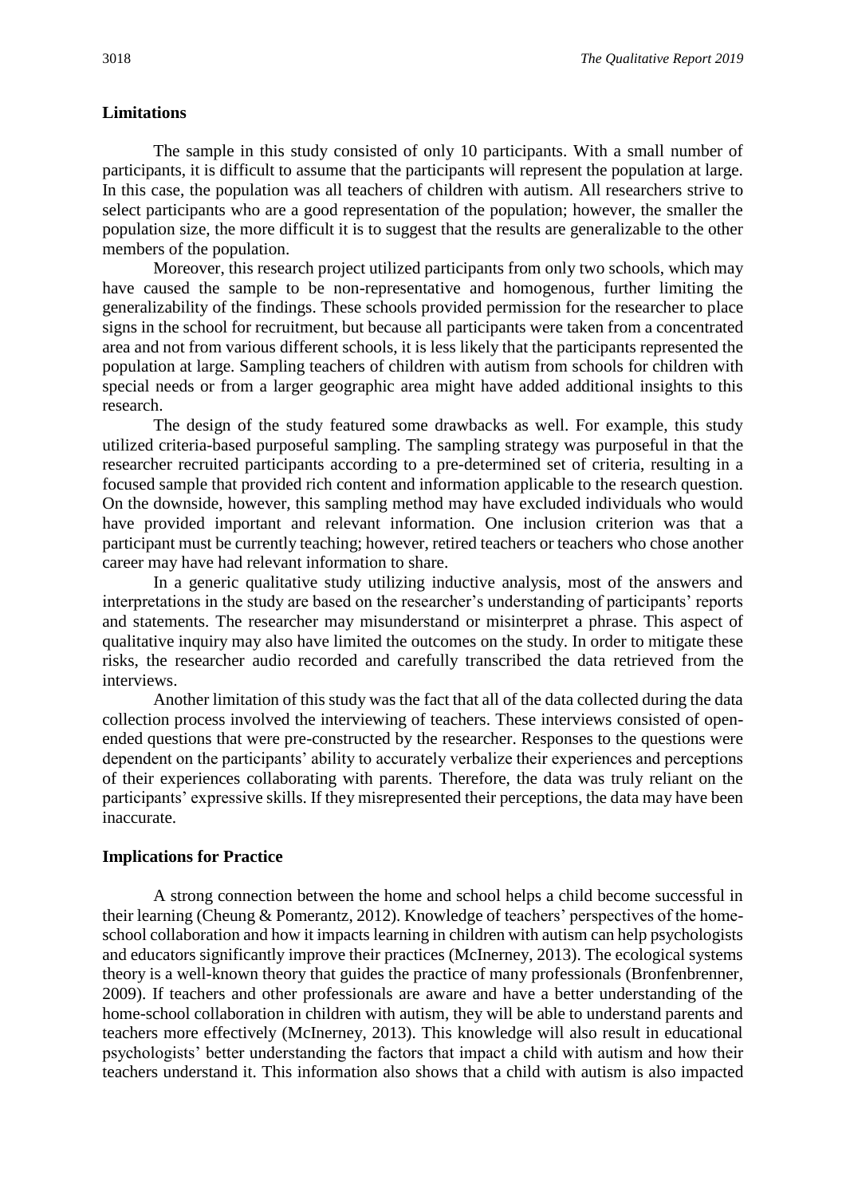## Limitations

The sample in this study consisted of only 10 participants. With a small number of participants, it is difficult to assume that the participants will represent the population at large. In this case, the population was all teachers of children with autism. All researchers strive to select participants who are a good representation of the population; however, the smaller the population size, the more difficult it is to suggest that the results are generalizable to the other members of the population.

Moreover, this research project utilized participants from only two schools, which may have caused the sample to be non-representative and homogenous, further limiting the generalizability of the findings. These schools provided permission for the researcher to place signs in the school for recruitment, but because all participants were taken from a concentrated area and not from various different schools, it is less likely that the participants represented the population at large. Sampling teachers of children with autism from schools for children with special needs or from a larger geographic area might have added additional insights to this research.

The design of the study featured some drawbacks as well. For example, this study utilized criteria-based purposeful sampling. The sampling strategy was purposeful in that the researcher recruited participants according to a pre-determined set of criteria, resulting in a focused sample that provided rich content and information applicable to the research question. On the downside, however, this sampling method may have excluded individuals who would have provided important and relevant information. One inclusion criterion was that a participant must be currently teaching; however, retired teachers or teachers who chose another career may have had relevant information to share.

In a generic qualitative study utilizing inductive analysis, most of the answers and interpretations in the study are based on the researcher's understanding of participants' reports and statements. The researcher may misunderstand or misinterpret a phrase. This aspect of qualitative inquiry may also have limited the outcomes on the study. In order to mitigate these risks, the researcher audio recorded and carefully transcribed the data retrieved from the interviews.

Another limitation of this study was the fact that all of the data collected during the data collection process involved the interviewing of teachers. These interviews consisted of open-ended questions that were pre-constructed by the researcher. Responses to the questions were dependent on the participants' ability to accurately verbalize their experiences and perceptions of their experiences collaborating with parents. Therefore, the data was truly reliant on the participants' expressive skills. If they misrepresented their perceptions, the data may have been inaccurate.

## Implications for Practice

A strong connection between the home and school helps a child become successful in their learning (Cheung & Pomerantz, 2012). Knowledge of teachers' perspectives of the home-school collaboration and how it impacts learning in children with autism can help psychologists and educators significantly improve their practices (McInerney, 2013). The ecological systems theory is a well-known theory that guides the practice of many professionals (Bronfenbrenner, 2009). If teachers and other professionals are aware and have a better understanding of the home-school collaboration in children with autism, they will be able to understand parents and teachers more effectively (McInerney, 2013). This knowledge will also result in educational psychologists' better understanding the factors that impact a child with autism and how their teachers understand it. This information also shows that a child with autism is also impacted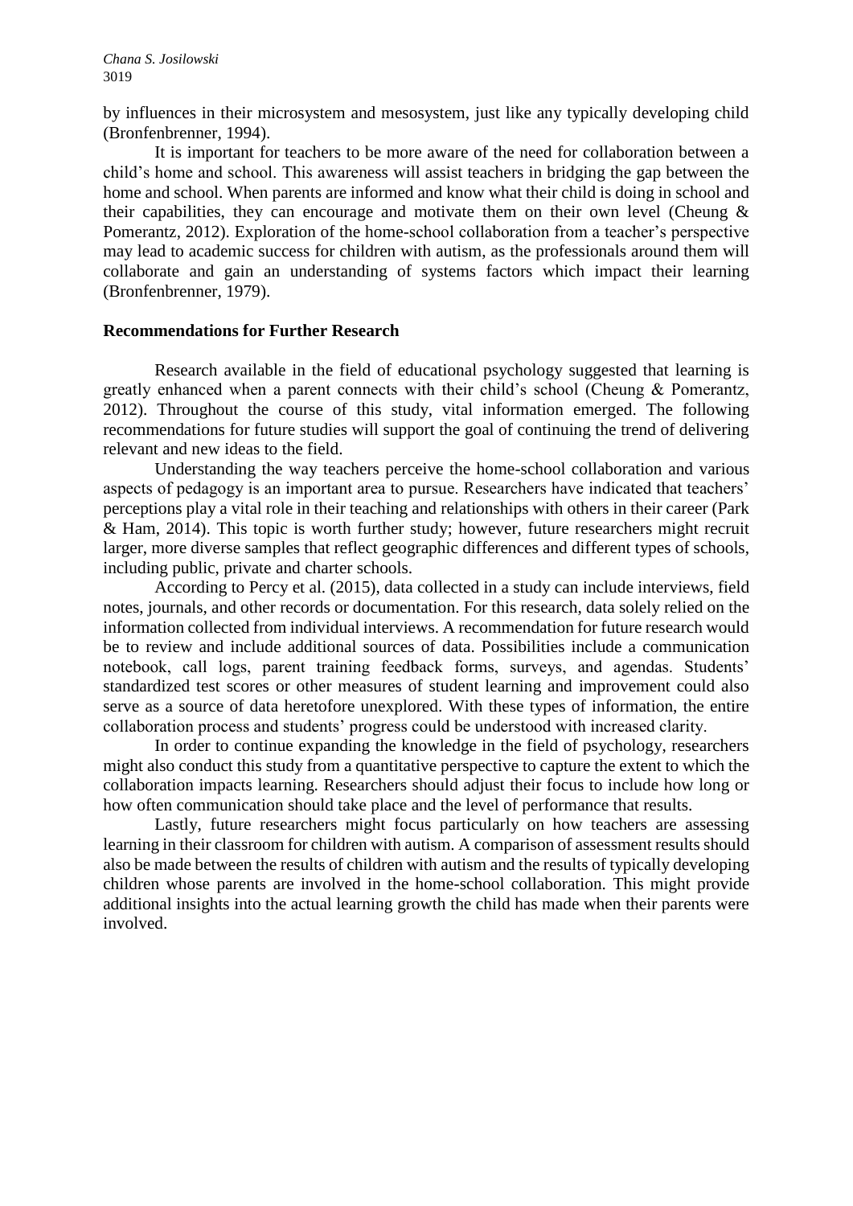by influences in their microsystem and mesosystem, just like any typically developing child (Bronfenbrenner, 1994).

It is important for teachers to be more aware of the need for collaboration between a child's home and school. This awareness will assist teachers in bridging the gap between the home and school. When parents are informed and know what their child is doing in school and their capabilities, they can encourage and motivate them on their own level (Cheung & Pomerantz, 2012). Exploration of the home-school collaboration from a teacher's perspective may lead to academic success for children with autism, as the professionals around them will collaborate and gain an understanding of systems factors which impact their learning (Bronfenbrenner, 1979).

## Recommendations for Further Research

Research available in the field of educational psychology suggested that learning is greatly enhanced when a parent connects with their child's school (Cheung & Pomerantz, 2012). Throughout the course of this study, vital information emerged. The following recommendations for future studies will support the goal of continuing the trend of delivering relevant and new ideas to the field.

Understanding the way teachers perceive the home-school collaboration and various aspects of pedagogy is an important area to pursue. Researchers have indicated that teachers' perceptions play a vital role in their teaching and relationships with others in their career (Park & Ham, 2014). This topic is worth further study; however, future researchers might recruit larger, more diverse samples that reflect geographic differences and different types of schools, including public, private and charter schools.

According to Percy et al. (2015), data collected in a study can include interviews, field notes, journals, and other records or documentation. For this research, data solely relied on the information collected from individual interviews. A recommendation for future research would be to review and include additional sources of data. Possibilities include a communication notebook, call logs, parent training feedback forms, surveys, and agendas. Students' standardized test scores or other measures of student learning and improvement could also serve as a source of data heretofore unexplored. With these types of information, the entire collaboration process and students' progress could be understood with increased clarity.

In order to continue expanding the knowledge in the field of psychology, researchers might also conduct this study from a quantitative perspective to capture the extent to which the collaboration impacts learning. Researchers should adjust their focus to include how long or how often communication should take place and the level of performance that results.

Lastly, future researchers might focus particularly on how teachers are assessing learning in their classroom for children with autism. A comparison of assessment results should also be made between the results of children with autism and the results of typically developing children whose parents are involved in the home-school collaboration. This might provide additional insights into the actual learning growth the child has made when their parents were involved.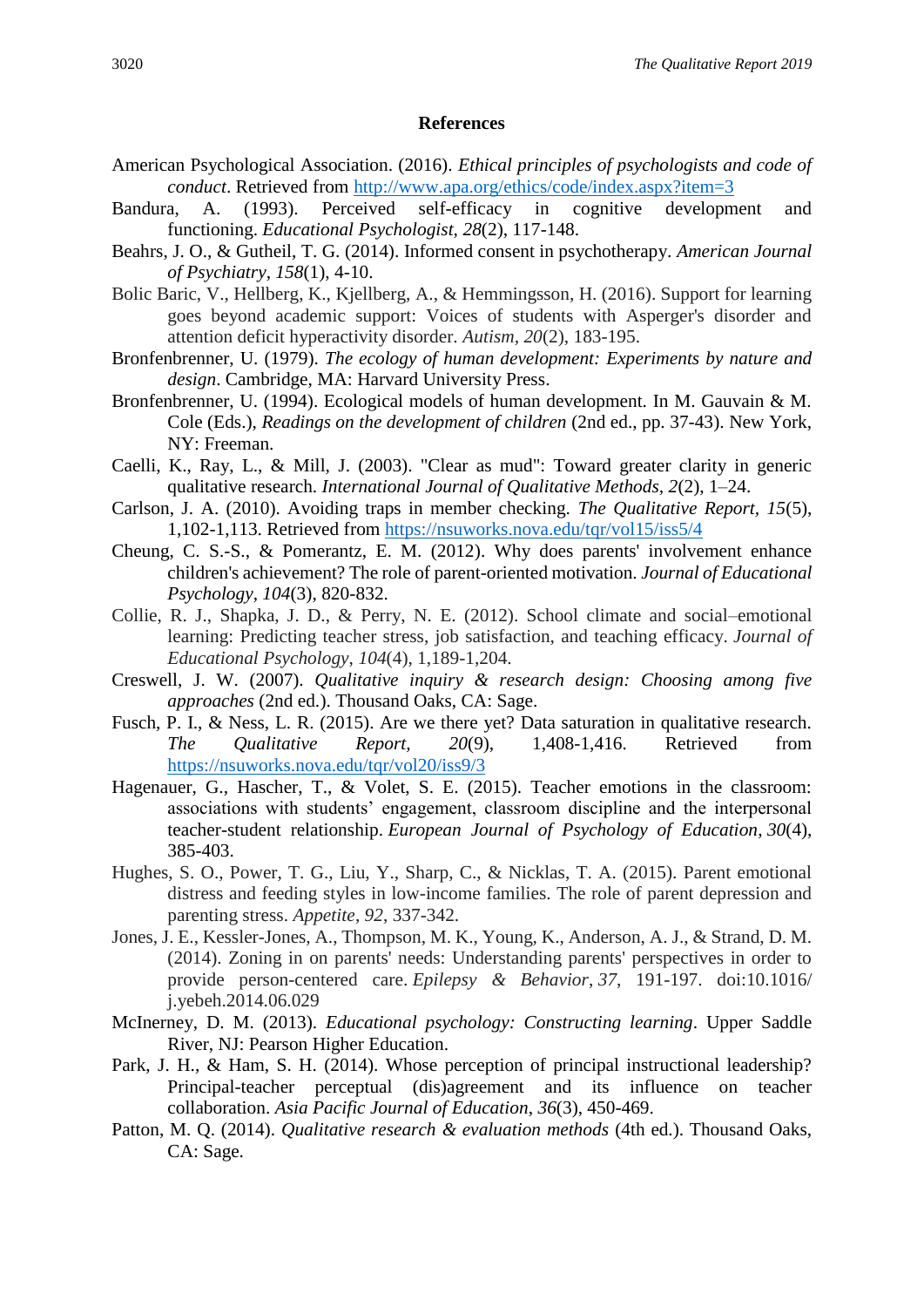## References

American Psychological Association. (2016). *Ethical principles of psychologists and code of conduct*. Retrieved from http://www.apa.org/ethics/code/index.aspx?item=3

Bandura, A. (1993). Perceived self-efficacy in cognitive development and functioning. *Educational Psychologist, 28*(2), 117-148.

Beahrs, J. O., & Gutheil, T. G. (2014). Informed consent in psychotherapy. *American Journal of Psychiatry*, *158*(1), 4-10.

Bolic Baric, V., Hellberg, K., Kjellberg, A., & Hemmingsson, H. (2016). Support for learning goes beyond academic support: Voices of students with Asperger's disorder and attention deficit hyperactivity disorder. *Autism*, *20*(2), 183-195.

Bronfenbrenner, U. (1979). *The ecology of human development: Experiments by nature and design*. Cambridge, MA: Harvard University Press.

Bronfenbrenner, U. (1994). Ecological models of human development. In M. Gauvain & M. Cole (Eds.), *Readings on the development of children* (2nd ed., pp. 37-43). New York, NY: Freeman.

Caelli, K., Ray, L., & Mill, J. (2003). "Clear as mud": Toward greater clarity in generic qualitative research. *International Journal of Qualitative Methods*, *2*(2), 1–24.

Carlson, J. A. (2010). Avoiding traps in member checking. *The Qualitative Report*, *15*(5), 1,102-1,113. Retrieved from https://nsuworks.nova.edu/tqr/vol15/iss5/4

Cheung, C. S.-S., & Pomerantz, E. M. (2012). Why does parents' involvement enhance children's achievement? The role of parent-oriented motivation. *Journal of Educational Psychology*, *104*(3), 820-832.

Collie, R. J., Shapka, J. D., & Perry, N. E. (2012). School climate and social–emotional learning: Predicting teacher stress, job satisfaction, and teaching efficacy. *Journal of Educational Psychology*, *104*(4), 1,189-1,204.

Creswell, J. W. (2007). *Qualitative inquiry & research design: Choosing among five approaches* (2nd ed.). Thousand Oaks, CA: Sage.

Fusch, P. I., & Ness, L. R. (2015). Are we there yet? Data saturation in qualitative research. *The Qualitative Report*, *20*(9), 1,408-1,416. Retrieved from https://nsuworks.nova.edu/tqr/vol20/iss9/3

Hagenauer, G., Hascher, T., & Volet, S. E. (2015). Teacher emotions in the classroom: associations with students' engagement, classroom discipline and the interpersonal teacher-student relationship. *European Journal of Psychology of Education*, *30*(4), 385-403.

Hughes, S. O., Power, T. G., Liu, Y., Sharp, C., & Nicklas, T. A. (2015). Parent emotional distress and feeding styles in low-income families. The role of parent depression and parenting stress. *Appetite*, *92*, 337-342.

Jones, J. E., Kessler-Jones, A., Thompson, M. K., Young, K., Anderson, A. J., & Strand, D. M. (2014). Zoning in on parents' needs: Understanding parents' perspectives in order to provide person-centered care. *Epilepsy & Behavior*, *37*, 191-197. doi:10.1016/j.yebeh.2014.06.029

McInerney, D. M. (2013). *Educational psychology: Constructing learning*. Upper Saddle River, NJ: Pearson Higher Education.

Park, J. H., & Ham, S. H. (2014). Whose perception of principal instructional leadership? Principal-teacher perceptual (dis)agreement and its influence on teacher collaboration. *Asia Pacific Journal of Education*, *36*(3), 450-469.

Patton, M. Q. (2014). *Qualitative research & evaluation methods* (4th ed.). Thousand Oaks, CA: Sage.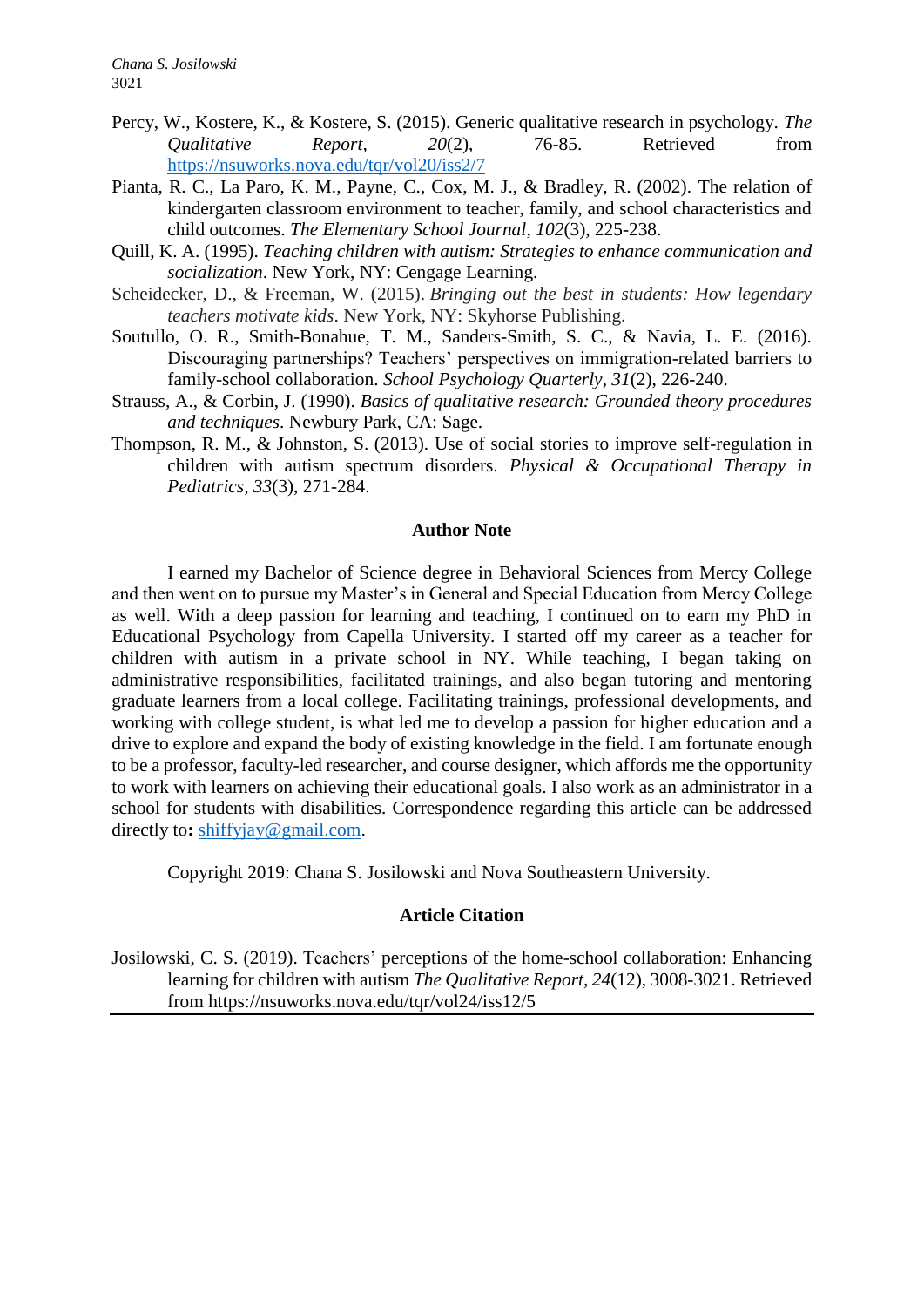Percy, W., Kostere, K., & Kostere, S. (2015). Generic qualitative research in psychology. *The Qualitative Report, 20*(2), 76-85. Retrieved from https://nsuworks.nova.edu/tqr/vol20/iss2/7

Pianta, R. C., La Paro, K. M., Payne, C., Cox, M. J., & Bradley, R. (2002). The relation of kindergarten classroom environment to teacher, family, and school characteristics and child outcomes. *The Elementary School Journal*, *102*(3), 225-238.

Quill, K. A. (1995). *Teaching children with autism: Strategies to enhance communication and socialization*. New York, NY: Cengage Learning.

Scheidecker, D., & Freeman, W. (2015). *Bringing out the best in students: How legendary teachers motivate kids*. New York, NY: Skyhorse Publishing.

Soutullo, O. R., Smith-Bonahue, T. M., Sanders-Smith, S. C., & Navia, L. E. (2016). Discouraging partnerships? Teachers' perspectives on immigration-related barriers to family-school collaboration. *School Psychology Quarterly*, *31*(2), 226-240.

Strauss, A., & Corbin, J. (1990). *Basics of qualitative research: Grounded theory procedures and techniques*. Newbury Park, CA: Sage.

Thompson, R. M., & Johnston, S. (2013). Use of social stories to improve self-regulation in children with autism spectrum disorders. *Physical & Occupational Therapy in Pediatrics, 33*(3), 271-284.

## Author Note

I earned my Bachelor of Science degree in Behavioral Sciences from Mercy College and then went on to pursue my Master's in General and Special Education from Mercy College as well. With a deep passion for learning and teaching, I continued on to earn my PhD in Educational Psychology from Capella University. I started off my career as a teacher for children with autism in a private school in NY. While teaching, I began taking on administrative responsibilities, facilitated trainings, and also began tutoring and mentoring graduate learners from a local college. Facilitating trainings, professional developments, and working with college student, is what led me to develop a passion for higher education and a drive to explore and expand the body of existing knowledge in the field. I am fortunate enough to be a professor, faculty-led researcher, and course designer, which affords me the opportunity to work with learners on achieving their educational goals. I also work as an administrator in a school for students with disabilities. Correspondence regarding this article can be addressed directly to**:** shiffyjay@gmail.com.

Copyright 2019: Chana S. Josilowski and Nova Southeastern University.

## Article Citation

Josilowski, C. S. (2019). Teachers' perceptions of the home-school collaboration: Enhancing learning for children with autism *The Qualitative Report, 24*(12), 3008-3021. Retrieved from https://nsuworks.nova.edu/tqr/vol24/iss12/5